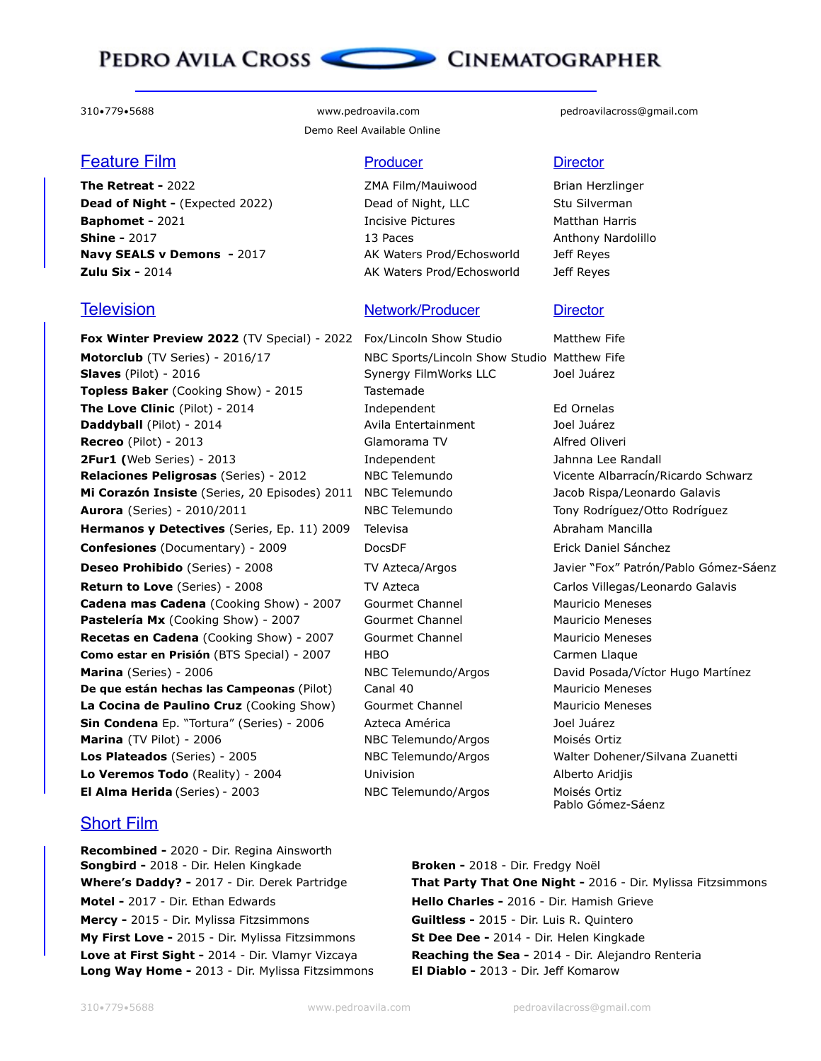# PEDRO AVILA CROSS — CINEMATOGRAPHER

310•779•5688 | www.pedroavila.com | pedroavilacross@gmail.com

Demo Reel Available Online

| Feature Film | Producer | Director |
|---|---|---|
| **The Retreat -** 2022 | ZMA Film/Mauiwood | Brian Herzlinger |
| **Dead of Night -** (Expected 2022) | Dead of Night, LLC | Stu Silverman |
| **Baphomet -** 2021 | Incisive Pictures | Matthan Harris |
| **Shine -** 2017 | 13 Paces | Anthony Nardolillo |
| **Navy SEALS v Demons -** 2017 | AK Waters Prod/Echosworld | Jeff Reyes |
| **Zulu Six -** 2014 | AK Waters Prod/Echosworld | Jeff Reyes |

| Television | Network/Producer | Director |
|---|---|---|
| **Fox Winter Preview 2022** (TV Special) - 2022 | Fox/Lincoln Show Studio | Matthew Fife |
| **Motorclub** (TV Series) - 2016/17 | NBC Sports/Lincoln Show Studio | Matthew Fife |
| **Slaves** (Pilot) - 2016 | Synergy FilmWorks LLC | Joel Juárez |
| **Topless Baker** (Cooking Show) - 2015 | Tastemade | |
| **The Love Clinic** (Pilot) - 2014 | Independent | Ed Ornelas |
| **Daddyball** (Pilot) - 2014 | Avila Entertainment | Joel Juárez |
| **Recreo** (Pilot) - 2013 | Glamorama TV | Alfred Oliveri |
| **2Fur1 (**Web Series) - 2013 | Independent | Jahnna Lee Randall |
| **Relaciones Peligrosas** (Series) - 2012 | NBC Telemundo | Vicente Albarracín/Ricardo Schwarz |
| **Mi Corazón Insiste** (Series, 20 Episodes) 2011 | NBC Telemundo | Jacob Rispa/Leonardo Galavis |
| **Aurora** (Series) - 2010/2011 | NBC Telemundo | Tony Rodríguez/Otto Rodríguez |
| **Hermanos y Detectives** (Series, Ep. 11) 2009 | Televisa | Abraham Mancilla |
| **Confesiones** (Documentary) - 2009 | DocsDF | Erick Daniel Sánchez |
| **Deseo Prohibido** (Series) - 2008 | TV Azteca/Argos | Javier "Fox" Patrón/Pablo Gómez-Sáenz |
| **Return to Love** (Series) - 2008 | TV Azteca | Carlos Villegas/Leonardo Galavis |
| **Cadena mas Cadena** (Cooking Show) - 2007 | Gourmet Channel | Mauricio Meneses |
| **Pastelería Mx** (Cooking Show) - 2007 | Gourmet Channel | Mauricio Meneses |
| **Recetas en Cadena** (Cooking Show) - 2007 | Gourmet Channel | Mauricio Meneses |
| **Como estar en Prisión** (BTS Special) - 2007 | HBO | Carmen Llaque |
| **Marina** (Series) - 2006 | NBC Telemundo/Argos | David Posada/Víctor Hugo Martínez |
| **De que están hechas las Campeonas** (Pilot) | Canal 40 | Mauricio Meneses |
| **La Cocina de Paulino Cruz** (Cooking Show) | Gourmet Channel | Mauricio Meneses |
| **Sin Condena** Ep. "Tortura" (Series) - 2006 | Azteca América | Joel Juárez |
| **Marina** (TV Pilot) - 2006 | NBC Telemundo/Argos | Moisés Ortiz |
| **Los Plateados** (Series) - 2005 | NBC Telemundo/Argos | Walter Dohener/Silvana Zuanetti |
| **Lo Veremos Todo** (Reality) - 2004 | Univision | Alberto Aridjis |
| **El Alma Herida** (Series) - 2003 | NBC Telemundo/Argos | Moisés Ortiz<br>Pablo Gómez-Sáenz |

## Short Film

- **Recombined -** 2020 - Dir. Regina Ainsworth
- **Songbird -** 2018 - Dir. Helen Kingkade
- **Where's Daddy? -** 2017 - Dir. Derek Partridge
- **Motel -** 2017 - Dir. Ethan Edwards
- **Mercy -** 2015 - Dir. Mylissa Fitzsimmons
- **My First Love -** 2015 - Dir. Mylissa Fitzsimmons
- **Love at First Sight -** 2014 - Dir. Vlamyr Vizcaya
- **Long Way Home -** 2013 - Dir. Mylissa Fitzsimmons
- **Broken -** 2018 - Dir. Fredgy Noël
- **That Party That One Night -** 2016 - Dir. Mylissa Fitzsimmons
- **Hello Charles -** 2016 - Dir. Hamish Grieve
- **Guiltless -** 2015 - Dir. Luis R. Quintero
- **St Dee Dee -** 2014 - Dir. Helen Kingkade
- **Reaching the Sea -** 2014 - Dir. Alejandro Renteria
- **El Diablo -** 2013 - Dir. Jeff Komarow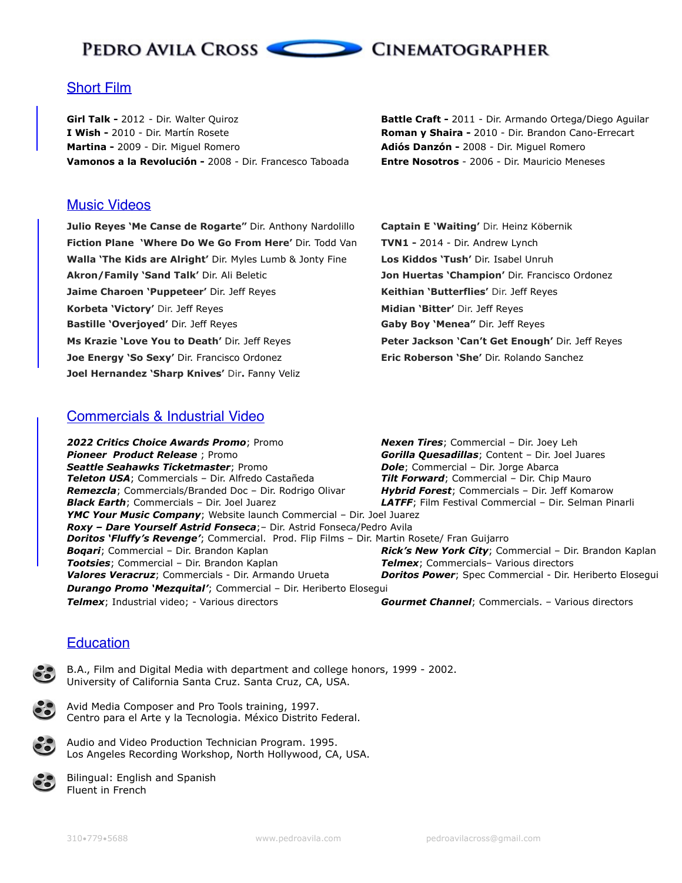# PEDRO AVILA CROSS — CINEMATOGRAPHER

## Short Film

**Girl Talk -** 2012 - Dir. Walter Quiroz
**I Wish -** 2010 - Dir. Martín Rosete
**Martina -** 2009 - Dir. Miguel Romero
**Vamonos a la Revolución -** 2008 - Dir. Francesco Taboada
**Battle Craft -** 2011 - Dir. Armando Ortega/Diego Aguilar
**Roman y Shaira -** 2010 - Dir. Brandon Cano-Errecart
**Adiós Danzón -** 2008 - Dir. Miguel Romero
**Entre Nosotros** - 2006 - Dir. Mauricio Meneses

## Music Videos

**Julio Reyes 'Me Canse de Rogarte"** Dir. Anthony Nardolillo
**Fiction Plane 'Where Do We Go From Here'** Dir. Todd Van
**Walla 'The Kids are Alright'** Dir. Myles Lumb & Jonty Fine
**Akron/Family 'Sand Talk'** Dir. Ali Beletic
**Jaime Charoen 'Puppeteer'** Dir. Jeff Reyes
**Korbeta 'Victory'** Dir. Jeff Reyes
**Bastille 'Overjoyed'** Dir. Jeff Reyes
**Ms Krazie 'Love You to Death'** Dir. Jeff Reyes
**Joe Energy 'So Sexy'** Dir. Francisco Ordonez
**Joel Hernandez 'Sharp Knives'** Dir**.** Fanny Veliz
**Captain E 'Waiting'** Dir. Heinz Köbernik
**TVN1 -** 2014 - Dir. Andrew Lynch
**Los Kiddos 'Tush'** Dir. Isabel Unruh
**Jon Huertas 'Champion'** Dir. Francisco Ordonez
**Keithian 'Butterflies'** Dir. Jeff Reyes
**Midian 'Bitter'** Dir. Jeff Reyes
**Gaby Boy 'Menea"** Dir. Jeff Reyes
**Peter Jackson 'Can't Get Enough'** Dir. Jeff Reyes
**Eric Roberson 'She'** Dir. Rolando Sanchez

## Commercials & Industrial Video

***2022 Critics Choice Awards Promo***; Promo
***Pioneer Product Release*** ; Promo
***Seattle Seahawks Ticketmaster***; Promo
***Teleton USA***; Commercials – Dir. Alfredo Castañeda
***Remezcla***; Commercials/Branded Doc – Dir. Rodrigo Olivar
***Black Earth***; Commercials – Dir. Joel Juarez
***Nexen Tires***; Commercial – Dir. Joey Leh
***Gorilla Quesadillas***; Content – Dir. Joel Juares
***Dole***; Commercial – Dir. Jorge Abarca
***Tilt Forward***; Commercial – Dir. Chip Mauro
***Hybrid Forest***; Commercials – Dir. Jeff Komarow
***LATFF***; Film Festival Commercial – Dir. Selman Pinarli
***YMC Your Music Company***; Website launch Commercial – Dir. Joel Juarez
***Roxy – Dare Yourself Astrid Fonseca***;– Dir. Astrid Fonseca/Pedro Avila
***Doritos 'Fluffy's Revenge'***; Commercial. Prod. Flip Films – Dir. Martin Rosete/ Fran Guijarro
***Boqari***; Commercial – Dir. Brandon Kaplan
***Tootsies***; Commercial – Dir. Brandon Kaplan
***Valores Veracruz***; Commercials - Dir. Armando Urueta
***Rick's New York City***; Commercial – Dir. Brandon Kaplan
***Telmex***; Commercials– Various directors
***Doritos Power***; Spec Commercial - Dir. Heriberto Elosegui
***Durango Promo 'Mezquital'***; Commercial – Dir. Heriberto Elosegui
***Telmex***; Industrial video; - Various directors
***Gourmet Channel***; Commercials. – Various directors

## Education

- B.A., Film and Digital Media with department and college honors, 1999 - 2002.
  University of California Santa Cruz. Santa Cruz, CA, USA.
- Avid Media Composer and Pro Tools training, 1997.
  Centro para el Arte y la Tecnologia. México Distrito Federal.
- Audio and Video Production Technician Program. 1995.
  Los Angeles Recording Workshop, North Hollywood, CA, USA.
- Bilingual: English and Spanish
  Fluent in French

310•779•5688 www.pedroavila.com pedroavilacross@gmail.com